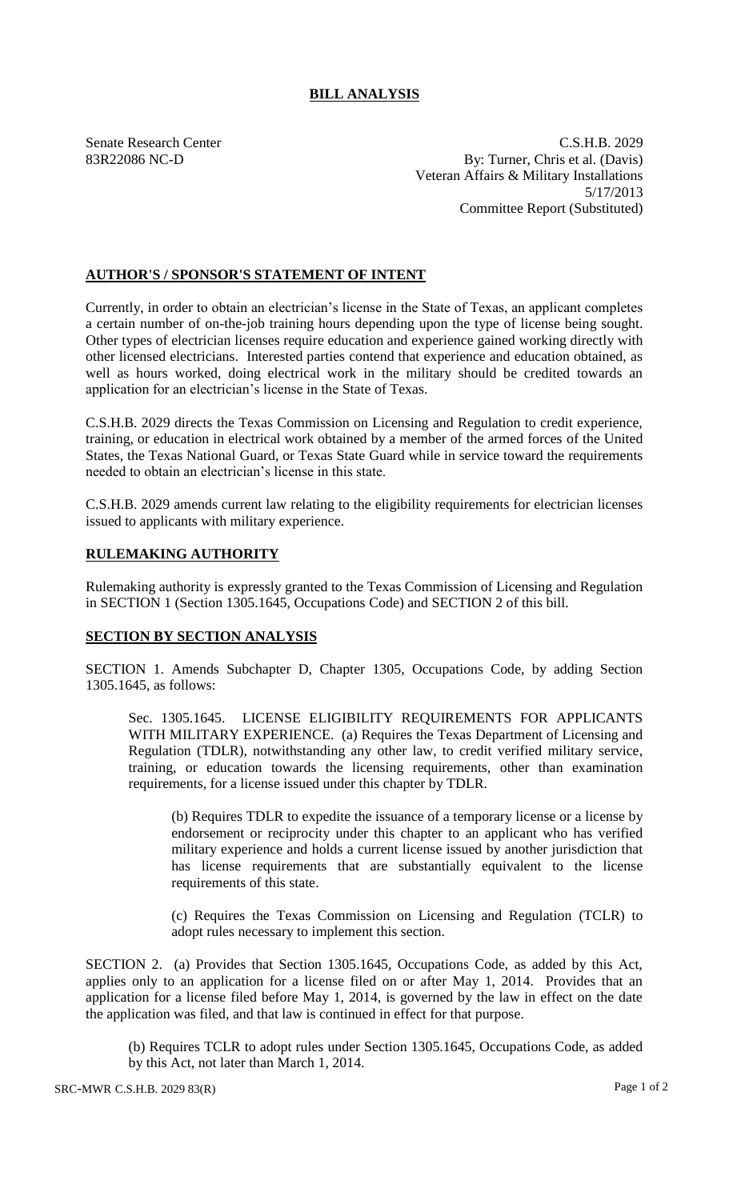# BILL ANALYSIS

Senate Research Center
83R22086 NC-D

C.S.H.B. 2029
By: Turner, Chris et al. (Davis)
Veteran Affairs & Military Installations
5/17/2013
Committee Report (Substituted)

## AUTHOR'S / SPONSOR'S STATEMENT OF INTENT

Currently, in order to obtain an electrician's license in the State of Texas, an applicant completes a certain number of on-the-job training hours depending upon the type of license being sought. Other types of electrician licenses require education and experience gained working directly with other licensed electricians. Interested parties contend that experience and education obtained, as well as hours worked, doing electrical work in the military should be credited towards an application for an electrician's license in the State of Texas.

C.S.H.B. 2029 directs the Texas Commission on Licensing and Regulation to credit experience, training, or education in electrical work obtained by a member of the armed forces of the United States, the Texas National Guard, or Texas State Guard while in service toward the requirements needed to obtain an electrician's license in this state.

C.S.H.B. 2029 amends current law relating to the eligibility requirements for electrician licenses issued to applicants with military experience.

## RULEMAKING AUTHORITY

Rulemaking authority is expressly granted to the Texas Commission of Licensing and Regulation in SECTION 1 (Section 1305.1645, Occupations Code) and SECTION 2 of this bill.

## SECTION BY SECTION ANALYSIS

SECTION 1. Amends Subchapter D, Chapter 1305, Occupations Code, by adding Section 1305.1645, as follows:

Sec. 1305.1645. LICENSE ELIGIBILITY REQUIREMENTS FOR APPLICANTS WITH MILITARY EXPERIENCE. (a) Requires the Texas Department of Licensing and Regulation (TDLR), notwithstanding any other law, to credit verified military service, training, or education towards the licensing requirements, other than examination requirements, for a license issued under this chapter by TDLR.

(b) Requires TDLR to expedite the issuance of a temporary license or a license by endorsement or reciprocity under this chapter to an applicant who has verified military experience and holds a current license issued by another jurisdiction that has license requirements that are substantially equivalent to the license requirements of this state.

(c) Requires the Texas Commission on Licensing and Regulation (TCLR) to adopt rules necessary to implement this section.

SECTION 2. (a) Provides that Section 1305.1645, Occupations Code, as added by this Act, applies only to an application for a license filed on or after May 1, 2014. Provides that an application for a license filed before May 1, 2014, is governed by the law in effect on the date the application was filed, and that law is continued in effect for that purpose.

(b) Requires TCLR to adopt rules under Section 1305.1645, Occupations Code, as added by this Act, not later than March 1, 2014.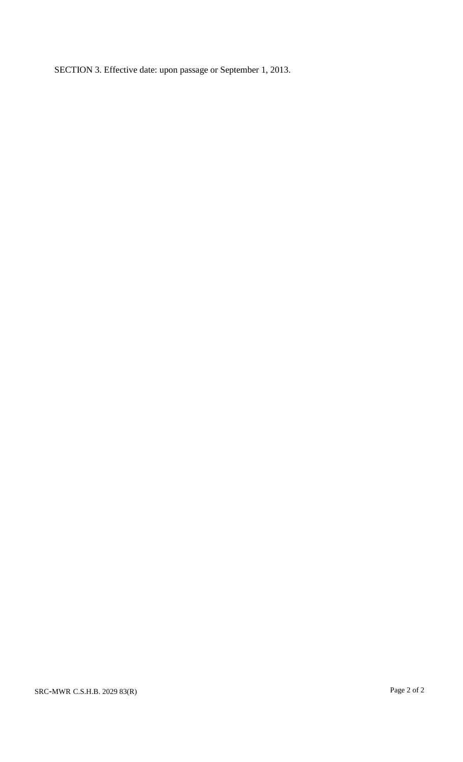SECTION 3. Effective date: upon passage or September 1, 2013.